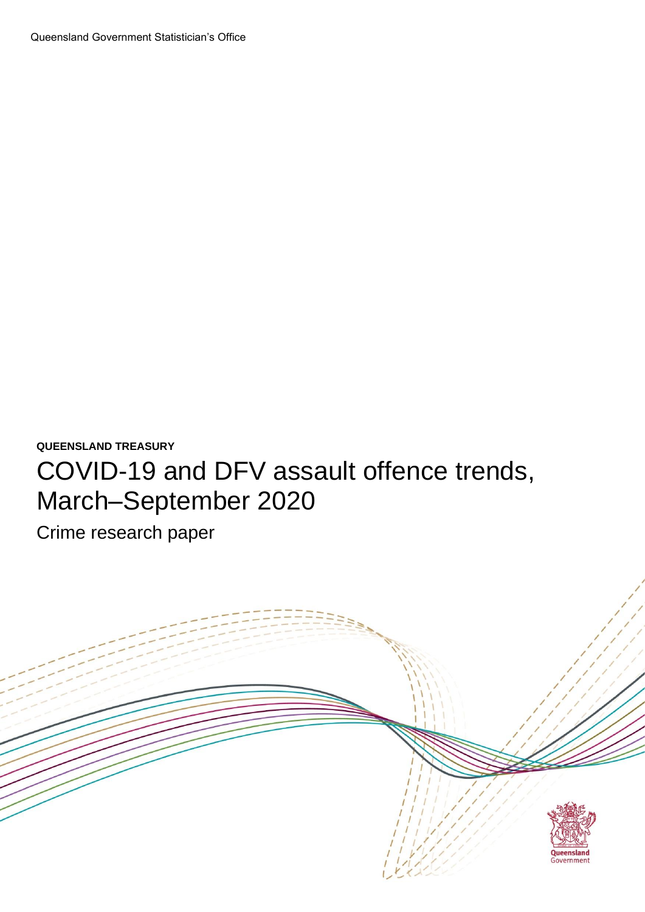Queensland Government Statistician's Office

**QUEENSLAND TREASURY**

# COVID-19 and DFV assault offence trends, March–September 2020

Crime research paper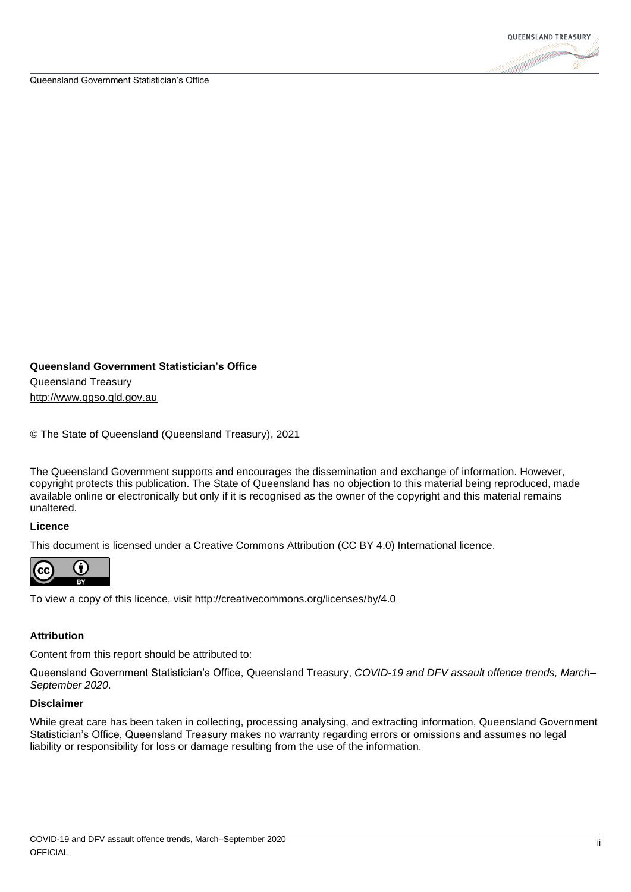**Queensland Government Statistician's Office**

Queensland Treasury

http://www.qgso.qld.gov.au

© The State of Queensland (Queensland Treasury), 2021

The Queensland Government supports and encourages the dissemination and exchange of information. However, copyright protects this publication. The State of Queensland has no objection to this material being reproduced, made available online or electronically but only if it is recognised as the owner of the copyright and this material remains unaltered.

**Licence**

This document is licensed under a Creative Commons Attribution (CC BY 4.0) International licence.

To view a copy of this licence, visit http://creativecommons.org/licenses/by/4.0

**Attribution**

Content from this report should be attributed to:

Queensland Government Statistician's Office, Queensland Treasury, *COVID-19 and DFV assault offence trends, March–September 2020*.

**Disclaimer**

While great care has been taken in collecting, processing analysing, and extracting information, Queensland Government Statistician's Office, Queensland Treasury makes no warranty regarding errors or omissions and assumes no legal liability or responsibility for loss or damage resulting from the use of the information.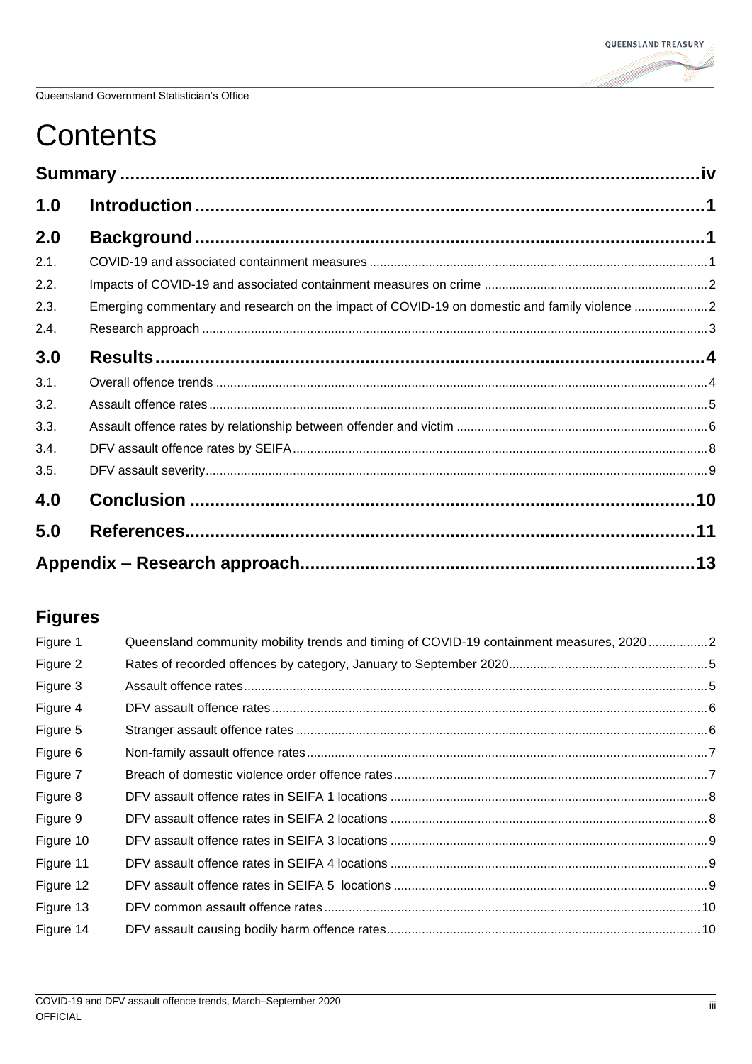# Contents

| | | |
|---|---|---|
| **Summary** | | **iv** |
| **1.0** | **Introduction** | **1** |
| **2.0** | **Background** | **1** |
| 2.1. | COVID-19 and associated containment measures | 1 |
| 2.2. | Impacts of COVID-19 and associated containment measures on crime | 2 |
| 2.3. | Emerging commentary and research on the impact of COVID-19 on domestic and family violence | 2 |
| 2.4. | Research approach | 3 |
| **3.0** | **Results** | **4** |
| 3.1. | Overall offence trends | 4 |
| 3.2. | Assault offence rates | 5 |
| 3.3. | Assault offence rates by relationship between offender and victim | 6 |
| 3.4. | DFV assault offence rates by SEIFA | 8 |
| 3.5. | DFV assault severity | 9 |
| **4.0** | **Conclusion** | **10** |
| **5.0** | **References** | **11** |
| **Appendix – Research approach** | | **13** |

## Figures

| | | |
|---|---|---|
| Figure 1 | Queensland community mobility trends and timing of COVID-19 containment measures, 2020 | 2 |
| Figure 2 | Rates of recorded offences by category, January to September 2020 | 5 |
| Figure 3 | Assault offence rates | 5 |
| Figure 4 | DFV assault offence rates | 6 |
| Figure 5 | Stranger assault offence rates | 6 |
| Figure 6 | Non-family assault offence rates | 7 |
| Figure 7 | Breach of domestic violence order offence rates | 7 |
| Figure 8 | DFV assault offence rates in SEIFA 1 locations | 8 |
| Figure 9 | DFV assault offence rates in SEIFA 2 locations | 8 |
| Figure 10 | DFV assault offence rates in SEIFA 3 locations | 9 |
| Figure 11 | DFV assault offence rates in SEIFA 4 locations | 9 |
| Figure 12 | DFV assault offence rates in SEIFA 5 locations | 9 |
| Figure 13 | DFV common assault offence rates | 10 |
| Figure 14 | DFV assault causing bodily harm offence rates | 10 |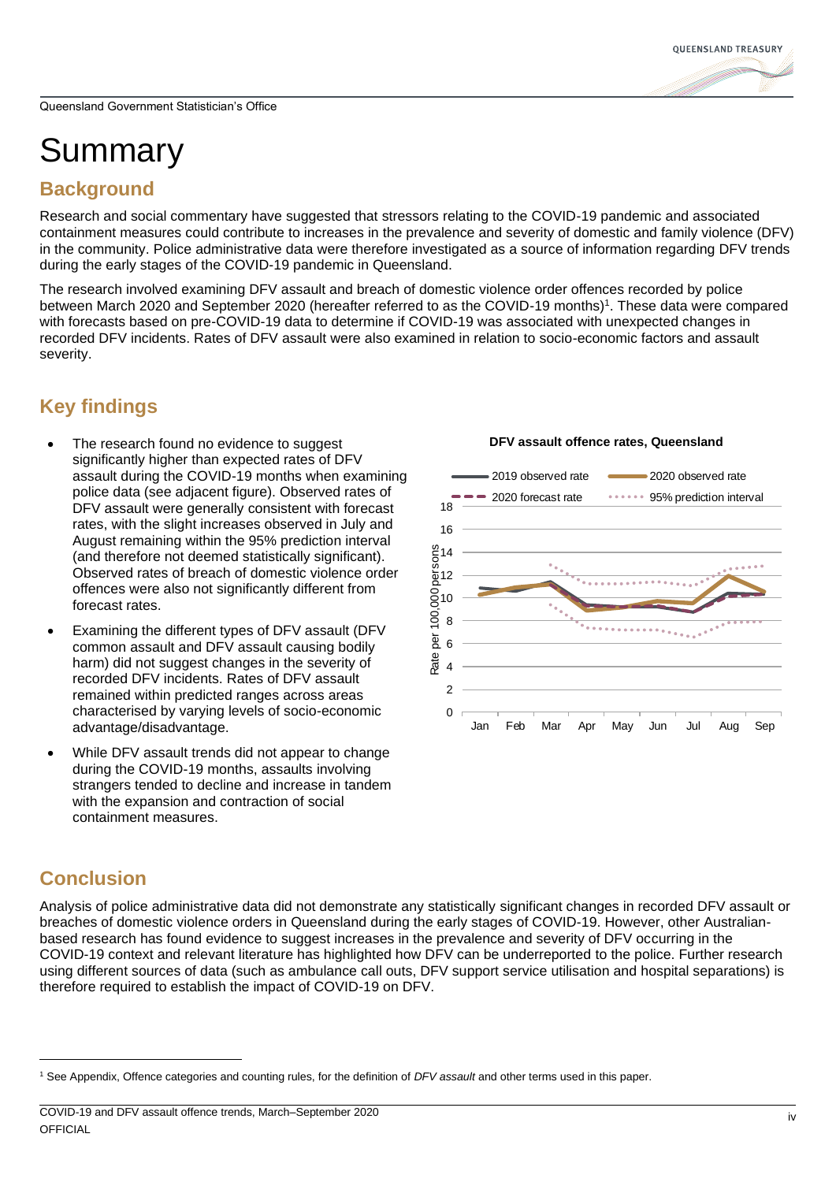# Summary

## Background

Research and social commentary have suggested that stressors relating to the COVID-19 pandemic and associated containment measures could contribute to increases in the prevalence and severity of domestic and family violence (DFV) in the community. Police administrative data were therefore investigated as a source of information regarding DFV trends during the early stages of the COVID-19 pandemic in Queensland.

The research involved examining DFV assault and breach of domestic violence order offences recorded by police between March 2020 and September 2020 (hereafter referred to as the COVID-19 months)[1]. These data were compared with forecasts based on pre-COVID-19 data to determine if COVID-19 was associated with unexpected changes in recorded DFV incidents. Rates of DFV assault were also examined in relation to socio-economic factors and assault severity.

## Key findings

- The research found no evidence to suggest significantly higher than expected rates of DFV assault during the COVID-19 months when examining police data (see adjacent figure). Observed rates of DFV assault were generally consistent with forecast rates, with the slight increases observed in July and August remaining within the 95% prediction interval (and therefore not deemed statistically significant). Observed rates of breach of domestic violence order offences were also not significantly different from forecast rates.
- Examining the different types of DFV assault (DFV common assault and DFV assault causing bodily harm) did not suggest changes in the severity of recorded DFV incidents. Rates of DFV assault remained within predicted ranges across areas characterised by varying levels of socio-economic advantage/disadvantage.
- While DFV assault trends did not appear to change during the COVID-19 months, assaults involving strangers tended to decline and increase in tandem with the expansion and contraction of social containment measures.

**DFV assault offence rates, Queensland**

## Conclusion

Analysis of police administrative data did not demonstrate any statistically significant changes in recorded DFV assault or breaches of domestic violence orders in Queensland during the early stages of COVID-19. However, other Australian-based research has found evidence to suggest increases in the prevalence and severity of DFV occurring in the COVID-19 context and relevant literature has highlighted how DFV can be underreported to the police. Further research using different sources of data (such as ambulance call outs, DFV support service utilisation and hospital separations) is therefore required to establish the impact of COVID-19 on DFV.

[1] See Appendix, Offence categories and counting rules, for the definition of *DFV assault* and other terms used in this paper.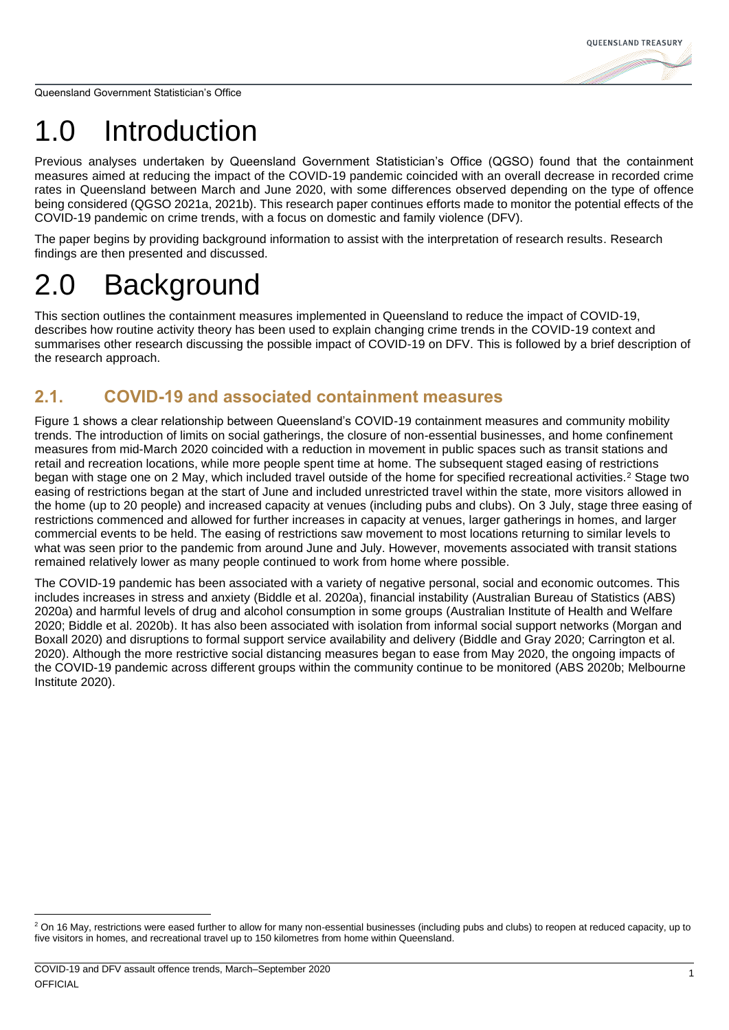# 1.0 Introduction

Previous analyses undertaken by Queensland Government Statistician's Office (QGSO) found that the containment measures aimed at reducing the impact of the COVID-19 pandemic coincided with an overall decrease in recorded crime rates in Queensland between March and June 2020, with some differences observed depending on the type of offence being considered (QGSO 2021a, 2021b). This research paper continues efforts made to monitor the potential effects of the COVID-19 pandemic on crime trends, with a focus on domestic and family violence (DFV).

The paper begins by providing background information to assist with the interpretation of research results. Research findings are then presented and discussed.

# 2.0 Background

This section outlines the containment measures implemented in Queensland to reduce the impact of COVID-19, describes how routine activity theory has been used to explain changing crime trends in the COVID-19 context and summarises other research discussing the possible impact of COVID-19 on DFV. This is followed by a brief description of the research approach.

## 2.1. COVID-19 and associated containment measures

Figure 1 shows a clear relationship between Queensland's COVID-19 containment measures and community mobility trends. The introduction of limits on social gatherings, the closure of non-essential businesses, and home confinement measures from mid-March 2020 coincided with a reduction in movement in public spaces such as transit stations and retail and recreation locations, while more people spent time at home. The subsequent staged easing of restrictions began with stage one on 2 May, which included travel outside of the home for specified recreational activities.[2] Stage two easing of restrictions began at the start of June and included unrestricted travel within the state, more visitors allowed in the home (up to 20 people) and increased capacity at venues (including pubs and clubs). On 3 July, stage three easing of restrictions commenced and allowed for further increases in capacity at venues, larger gatherings in homes, and larger commercial events to be held. The easing of restrictions saw movement to most locations returning to similar levels to what was seen prior to the pandemic from around June and July. However, movements associated with transit stations remained relatively lower as many people continued to work from home where possible.

The COVID-19 pandemic has been associated with a variety of negative personal, social and economic outcomes. This includes increases in stress and anxiety (Biddle et al. 2020a), financial instability (Australian Bureau of Statistics (ABS) 2020a) and harmful levels of drug and alcohol consumption in some groups (Australian Institute of Health and Welfare 2020; Biddle et al. 2020b). It has also been associated with isolation from informal social support networks (Morgan and Boxall 2020) and disruptions to formal support service availability and delivery (Biddle and Gray 2020; Carrington et al. 2020). Although the more restrictive social distancing measures began to ease from May 2020, the ongoing impacts of the COVID-19 pandemic across different groups within the community continue to be monitored (ABS 2020b; Melbourne Institute 2020).

[2] On 16 May, restrictions were eased further to allow for many non-essential businesses (including pubs and clubs) to reopen at reduced capacity, up to five visitors in homes, and recreational travel up to 150 kilometres from home within Queensland.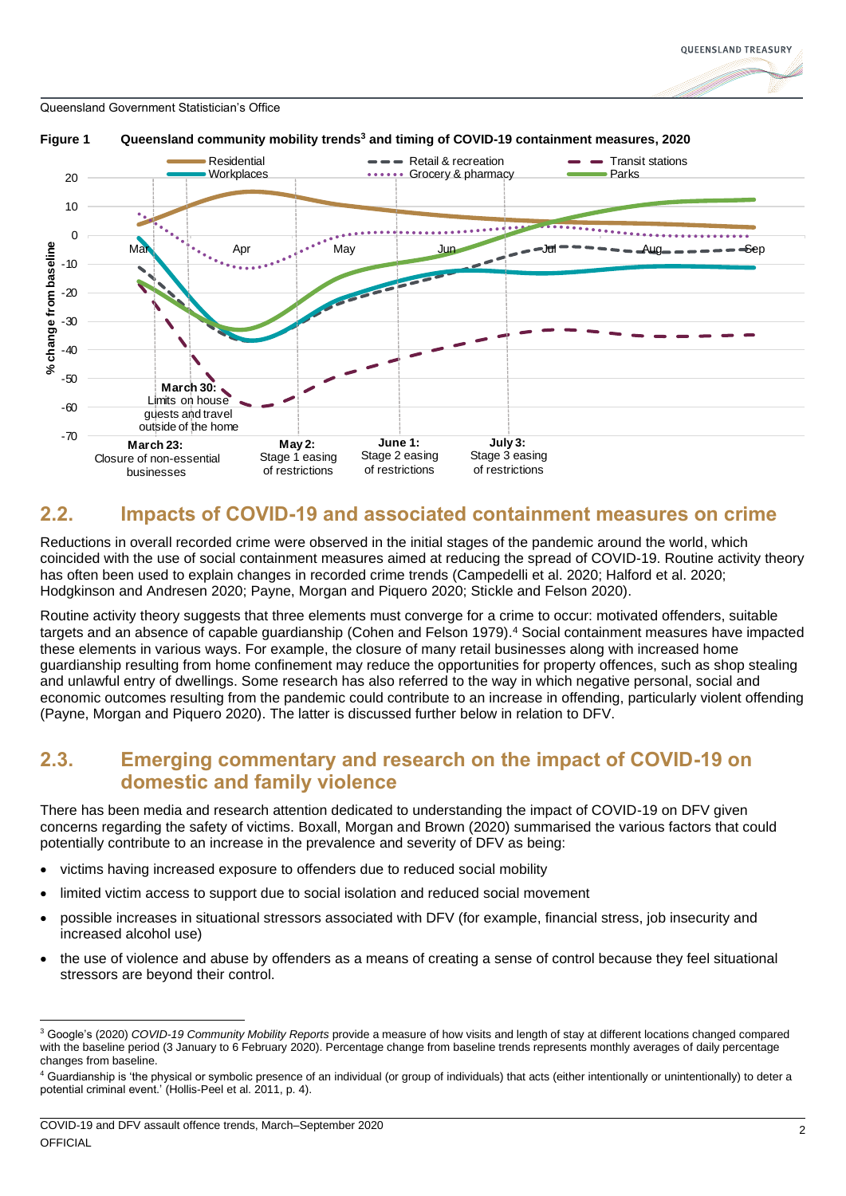**Figure 1 Queensland community mobility trends[3] and timing of COVID-19 containment measures, 2020**

Residential | Workplaces | Retail & recreation | Grocery & pharmacy | Transit stations | Parks

% change from baseline

March 30: Limits on house guests and travel outside of the home

March 23: Closure of non-essential businesses

May 2: Stage 1 easing of restrictions

June 1: Stage 2 easing of restrictions

July 3: Stage 3 easing of restrictions

## 2.2. Impacts of COVID-19 and associated containment measures on crime

Reductions in overall recorded crime were observed in the initial stages of the pandemic around the world, which coincided with the use of social containment measures aimed at reducing the spread of COVID-19. Routine activity theory has often been used to explain changes in recorded crime trends (Campedelli et al. 2020; Halford et al. 2020; Hodgkinson and Andresen 2020; Payne, Morgan and Piquero 2020; Stickle and Felson 2020).

Routine activity theory suggests that three elements must converge for a crime to occur: motivated offenders, suitable targets and an absence of capable guardianship (Cohen and Felson 1979).[4] Social containment measures have impacted these elements in various ways. For example, the closure of many retail businesses along with increased home guardianship resulting from home confinement may reduce the opportunities for property offences, such as shop stealing and unlawful entry of dwellings. Some research has also referred to the way in which negative personal, social and economic outcomes resulting from the pandemic could contribute to an increase in offending, particularly violent offending (Payne, Morgan and Piquero 2020). The latter is discussed further below in relation to DFV.

## 2.3. Emerging commentary and research on the impact of COVID-19 on domestic and family violence

There has been media and research attention dedicated to understanding the impact of COVID-19 on DFV given concerns regarding the safety of victims. Boxall, Morgan and Brown (2020) summarised the various factors that could potentially contribute to an increase in the prevalence and severity of DFV as being:

- victims having increased exposure to offenders due to reduced social mobility
- limited victim access to support due to social isolation and reduced social movement
- possible increases in situational stressors associated with DFV (for example, financial stress, job insecurity and increased alcohol use)
- the use of violence and abuse by offenders as a means of creating a sense of control because they feel situational stressors are beyond their control.

---

[3] Google's (2020) *COVID-19 Community Mobility Reports* provide a measure of how visits and length of stay at different locations changed compared with the baseline period (3 January to 6 February 2020). Percentage change from baseline trends represents monthly averages of daily percentage changes from baseline.

[4] Guardianship is 'the physical or symbolic presence of an individual (or group of individuals) that acts (either intentionally or unintentionally) to deter a potential criminal event.' (Hollis-Peel et al. 2011, p. 4).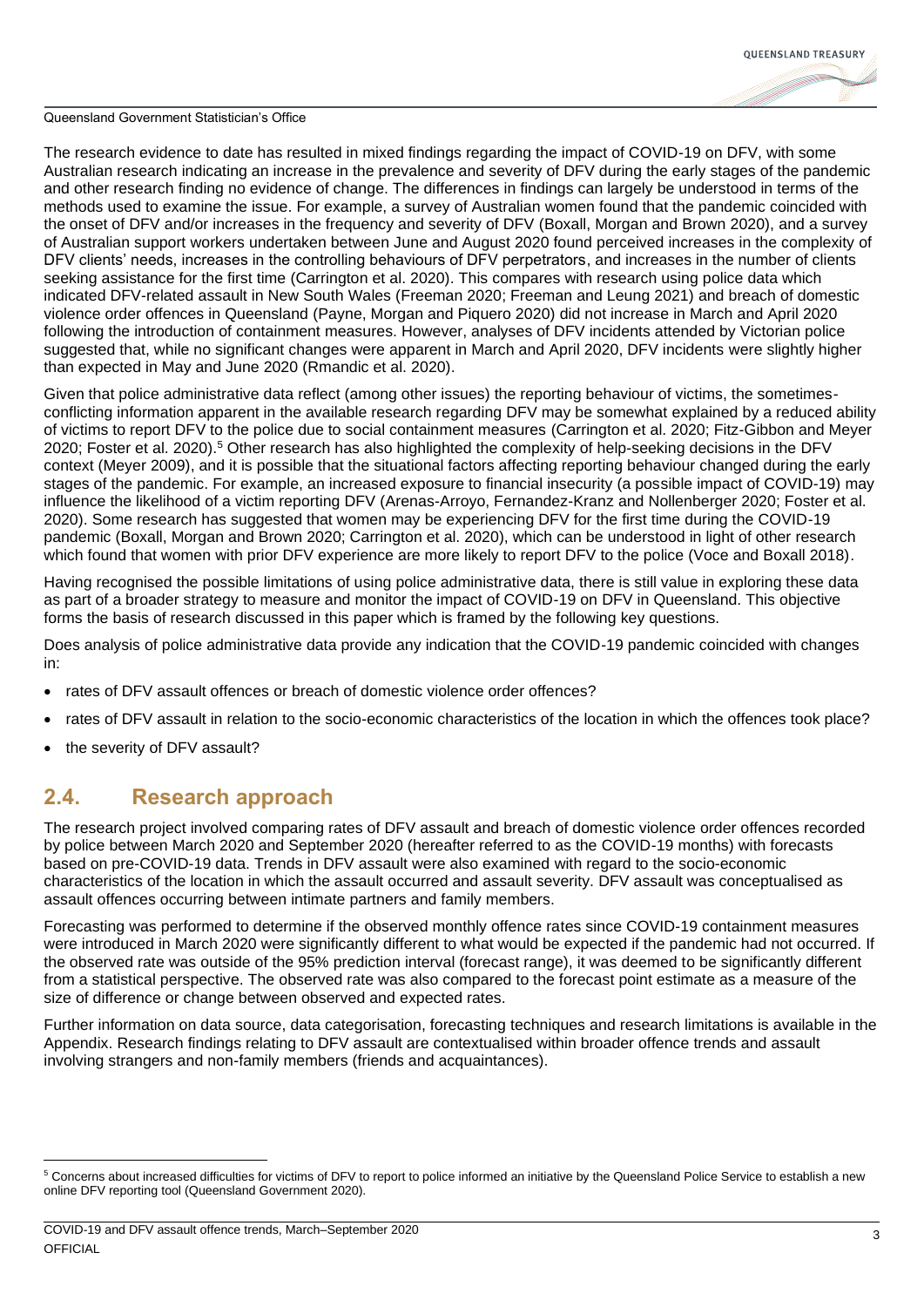The research evidence to date has resulted in mixed findings regarding the impact of COVID-19 on DFV, with some Australian research indicating an increase in the prevalence and severity of DFV during the early stages of the pandemic and other research finding no evidence of change. The differences in findings can largely be understood in terms of the methods used to examine the issue. For example, a survey of Australian women found that the pandemic coincided with the onset of DFV and/or increases in the frequency and severity of DFV (Boxall, Morgan and Brown 2020), and a survey of Australian support workers undertaken between June and August 2020 found perceived increases in the complexity of DFV clients' needs, increases in the controlling behaviours of DFV perpetrators, and increases in the number of clients seeking assistance for the first time (Carrington et al. 2020). This compares with research using police data which indicated DFV-related assault in New South Wales (Freeman 2020; Freeman and Leung 2021) and breach of domestic violence order offences in Queensland (Payne, Morgan and Piquero 2020) did not increase in March and April 2020 following the introduction of containment measures. However, analyses of DFV incidents attended by Victorian police suggested that, while no significant changes were apparent in March and April 2020, DFV incidents were slightly higher than expected in May and June 2020 (Rmandic et al. 2020).

Given that police administrative data reflect (among other issues) the reporting behaviour of victims, the sometimes-conflicting information apparent in the available research regarding DFV may be somewhat explained by a reduced ability of victims to report DFV to the police due to social containment measures (Carrington et al. 2020; Fitz-Gibbon and Meyer 2020; Foster et al. 2020).[5] Other research has also highlighted the complexity of help-seeking decisions in the DFV context (Meyer 2009), and it is possible that the situational factors affecting reporting behaviour changed during the early stages of the pandemic. For example, an increased exposure to financial insecurity (a possible impact of COVID-19) may influence the likelihood of a victim reporting DFV (Arenas-Arroyo, Fernandez-Kranz and Nollenberger 2020; Foster et al. 2020). Some research has suggested that women may be experiencing DFV for the first time during the COVID-19 pandemic (Boxall, Morgan and Brown 2020; Carrington et al. 2020), which can be understood in light of other research which found that women with prior DFV experience are more likely to report DFV to the police (Voce and Boxall 2018).

Having recognised the possible limitations of using police administrative data, there is still value in exploring these data as part of a broader strategy to measure and monitor the impact of COVID-19 on DFV in Queensland. This objective forms the basis of research discussed in this paper which is framed by the following key questions.

Does analysis of police administrative data provide any indication that the COVID-19 pandemic coincided with changes in:

- rates of DFV assault offences or breach of domestic violence order offences?
- rates of DFV assault in relation to the socio-economic characteristics of the location in which the offences took place?
- the severity of DFV assault?

## 2.4. Research approach

The research project involved comparing rates of DFV assault and breach of domestic violence order offences recorded by police between March 2020 and September 2020 (hereafter referred to as the COVID-19 months) with forecasts based on pre-COVID-19 data. Trends in DFV assault were also examined with regard to the socio-economic characteristics of the location in which the assault occurred and assault severity. DFV assault was conceptualised as assault offences occurring between intimate partners and family members.

Forecasting was performed to determine if the observed monthly offence rates since COVID-19 containment measures were introduced in March 2020 were significantly different to what would be expected if the pandemic had not occurred. If the observed rate was outside of the 95% prediction interval (forecast range), it was deemed to be significantly different from a statistical perspective. The observed rate was also compared to the forecast point estimate as a measure of the size of difference or change between observed and expected rates.

Further information on data source, data categorisation, forecasting techniques and research limitations is available in the Appendix. Research findings relating to DFV assault are contextualised within broader offence trends and assault involving strangers and non-family members (friends and acquaintances).

[5] Concerns about increased difficulties for victims of DFV to report to police informed an initiative by the Queensland Police Service to establish a new online DFV reporting tool (Queensland Government 2020).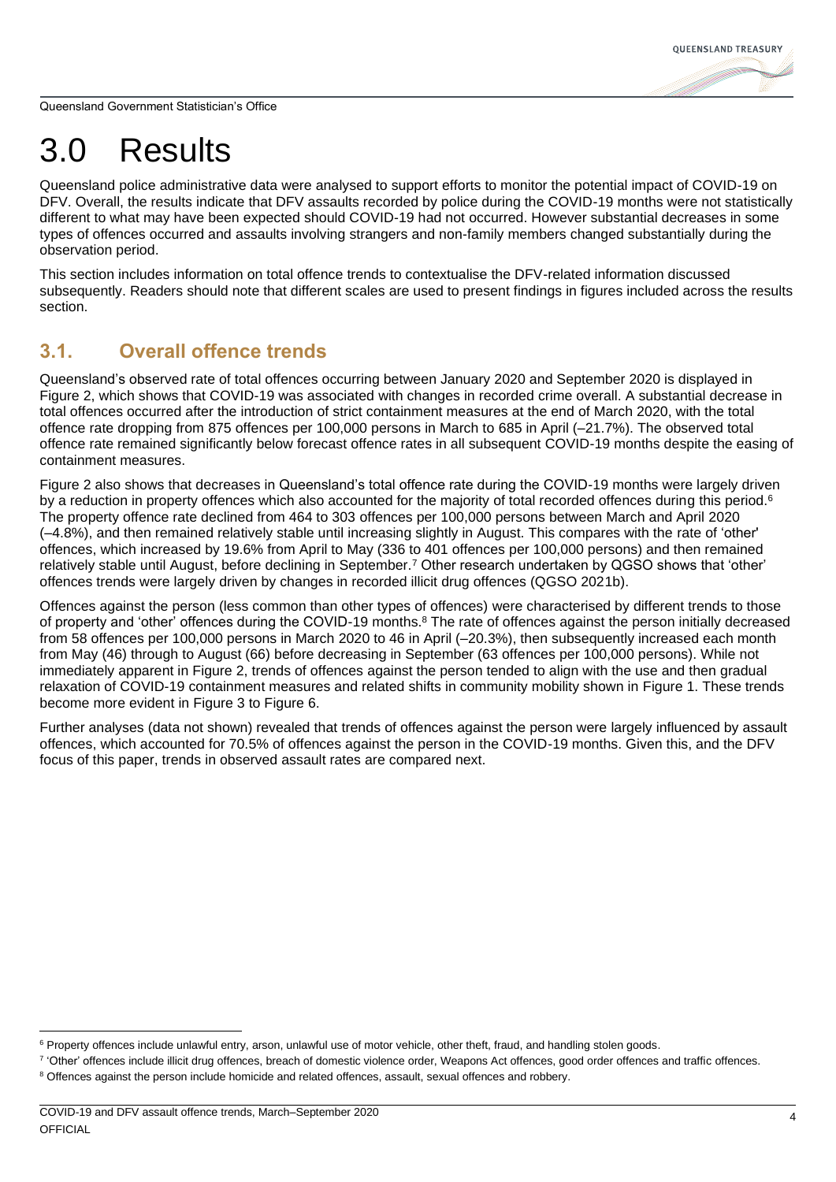// Header "Queensland Government Statistician's Office" and "QUEENSLAND TREASURY" omitted as running header

# 3.0 Results

Queensland police administrative data were analysed to support efforts to monitor the potential impact of COVID-19 on DFV. Overall, the results indicate that DFV assaults recorded by police during the COVID-19 months were not statistically different to what may have been expected should COVID-19 had not occurred. However substantial decreases in some types of offences occurred and assaults involving strangers and non-family members changed substantially during the observation period.

This section includes information on total offence trends to contextualise the DFV-related information discussed subsequently. Readers should note that different scales are used to present findings in figures included across the results section.

## 3.1. Overall offence trends

Queensland's observed rate of total offences occurring between January 2020 and September 2020 is displayed in Figure 2, which shows that COVID-19 was associated with changes in recorded crime overall. A substantial decrease in total offences occurred after the introduction of strict containment measures at the end of March 2020, with the total offence rate dropping from 875 offences per 100,000 persons in March to 685 in April (–21.7%). The observed total offence rate remained significantly below forecast offence rates in all subsequent COVID-19 months despite the easing of containment measures.

Figure 2 also shows that decreases in Queensland's total offence rate during the COVID-19 months were largely driven by a reduction in property offences which also accounted for the majority of total recorded offences during this period.[6] The property offence rate declined from 464 to 303 offences per 100,000 persons between March and April 2020 (–4.8%), and then remained relatively stable until increasing slightly in August. This compares with the rate of 'other' offences, which increased by 19.6% from April to May (336 to 401 offences per 100,000 persons) and then remained relatively stable until August, before declining in September.[7] Other research undertaken by QGSO shows that 'other' offences trends were largely driven by changes in recorded illicit drug offences (QGSO 2021b).

Offences against the person (less common than other types of offences) were characterised by different trends to those of property and 'other' offences during the COVID-19 months.[8] The rate of offences against the person initially decreased from 58 offences per 100,000 persons in March 2020 to 46 in April (–20.3%), then subsequently increased each month from May (46) through to August (66) before decreasing in September (63 offences per 100,000 persons). While not immediately apparent in Figure 2, trends of offences against the person tended to align with the use and then gradual relaxation of COVID-19 containment measures and related shifts in community mobility shown in Figure 1. These trends become more evident in Figure 3 to Figure 6.

Further analyses (data not shown) revealed that trends of offences against the person were largely influenced by assault offences, which accounted for 70.5% of offences against the person in the COVID-19 months. Given this, and the DFV focus of this paper, trends in observed assault rates are compared next.

---

[6] Property offences include unlawful entry, arson, unlawful use of motor vehicle, other theft, fraud, and handling stolen goods.

[7] 'Other' offences include illicit drug offences, breach of domestic violence order, Weapons Act offences, good order offences and traffic offences.

[8] Offences against the person include homicide and related offences, assault, sexual offences and robbery.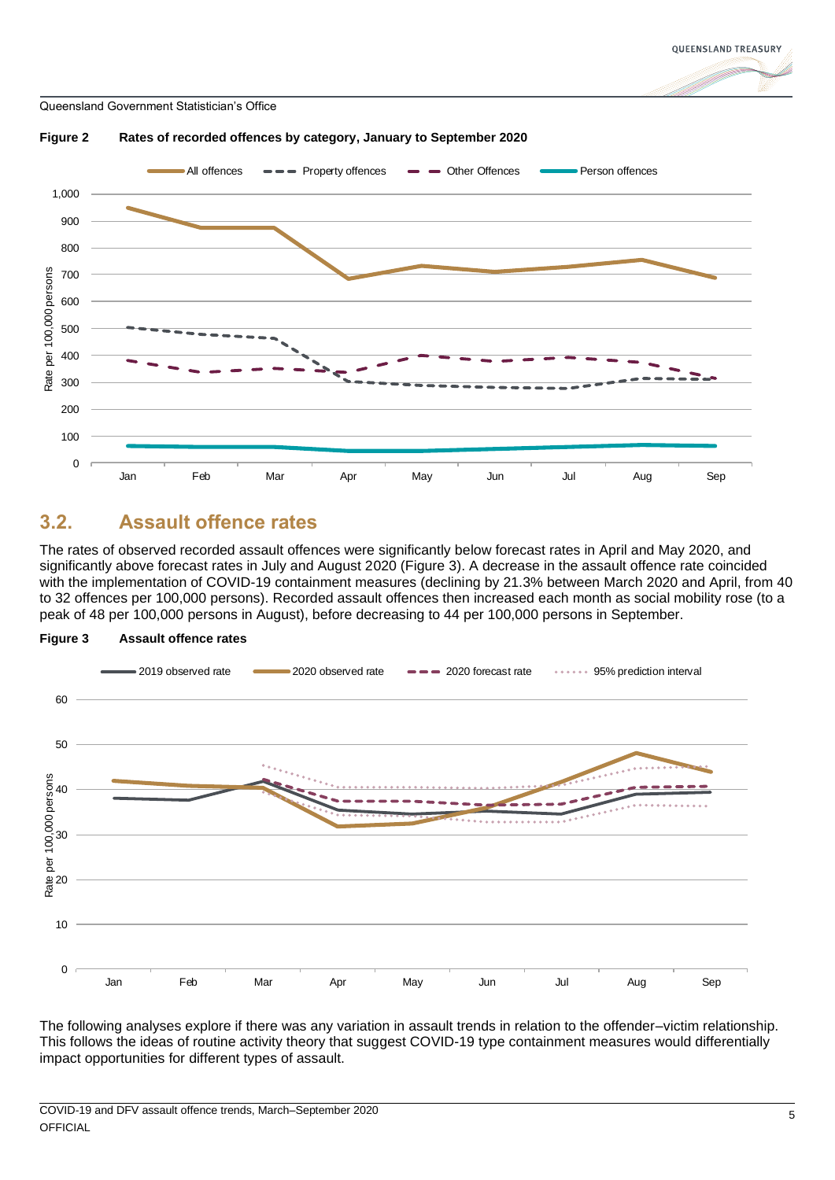**Figure 2 Rates of recorded offences by category, January to September 2020**

## 3.2. Assault offence rates

The rates of observed recorded assault offences were significantly below forecast rates in April and May 2020, and significantly above forecast rates in July and August 2020 (Figure 3). A decrease in the assault offence rate coincided with the implementation of COVID-19 containment measures (declining by 21.3% between March 2020 and April, from 40 to 32 offences per 100,000 persons). Recorded assault offences then increased each month as social mobility rose (to a peak of 48 per 100,000 persons in August), before decreasing to 44 per 100,000 persons in September.

**Figure 3 Assault offence rates**

The following analyses explore if there was any variation in assault trends in relation to the offender–victim relationship. This follows the ideas of routine activity theory that suggest COVID-19 type containment measures would differentially impact opportunities for different types of assault.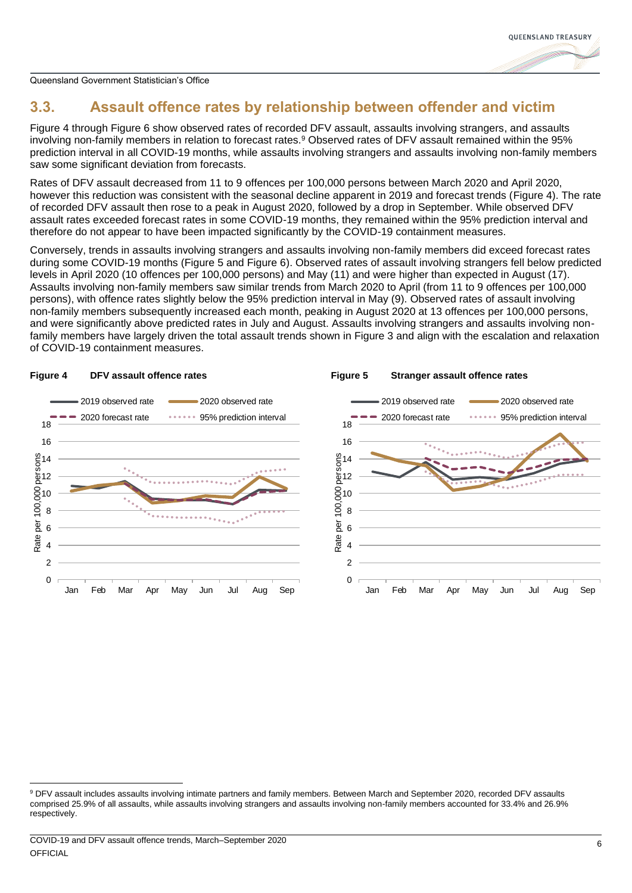## 3.3. Assault offence rates by relationship between offender and victim

Figure 4 through Figure 6 show observed rates of recorded DFV assault, assaults involving strangers, and assaults involving non-family members in relation to forecast rates.[9] Observed rates of DFV assault remained within the 95% prediction interval in all COVID-19 months, while assaults involving strangers and assaults involving non-family members saw some significant deviation from forecasts.

Rates of DFV assault decreased from 11 to 9 offences per 100,000 persons between March 2020 and April 2020, however this reduction was consistent with the seasonal decline apparent in 2019 and forecast trends (Figure 4). The rate of recorded DFV assault then rose to a peak in August 2020, followed by a drop in September. While observed DFV assault rates exceeded forecast rates in some COVID-19 months, they remained within the 95% prediction interval and therefore do not appear to have been impacted significantly by the COVID-19 containment measures.

Conversely, trends in assaults involving strangers and assaults involving non-family members did exceed forecast rates during some COVID-19 months (Figure 5 and Figure 6). Observed rates of assault involving strangers fell below predicted levels in April 2020 (10 offences per 100,000 persons) and May (11) and were higher than expected in August (17). Assaults involving non-family members saw similar trends from March 2020 to April (from 11 to 9 offences per 100,000 persons), with offence rates slightly below the 95% prediction interval in May (9). Observed rates of assault involving non-family members subsequently increased each month, peaking in August 2020 at 13 offences per 100,000 persons, and were significantly above predicted rates in July and August. Assaults involving strangers and assaults involving non-family members have largely driven the total assault trends shown in Figure 3 and align with the escalation and relaxation of COVID-19 containment measures.

**Figure 4** **DFV assault offence rates**

**Figure 5** **Stranger assault offence rates**

[9] DFV assault includes assaults involving intimate partners and family members. Between March and September 2020, recorded DFV assaults comprised 25.9% of all assaults, while assaults involving strangers and assaults involving non-family members accounted for 33.4% and 26.9% respectively.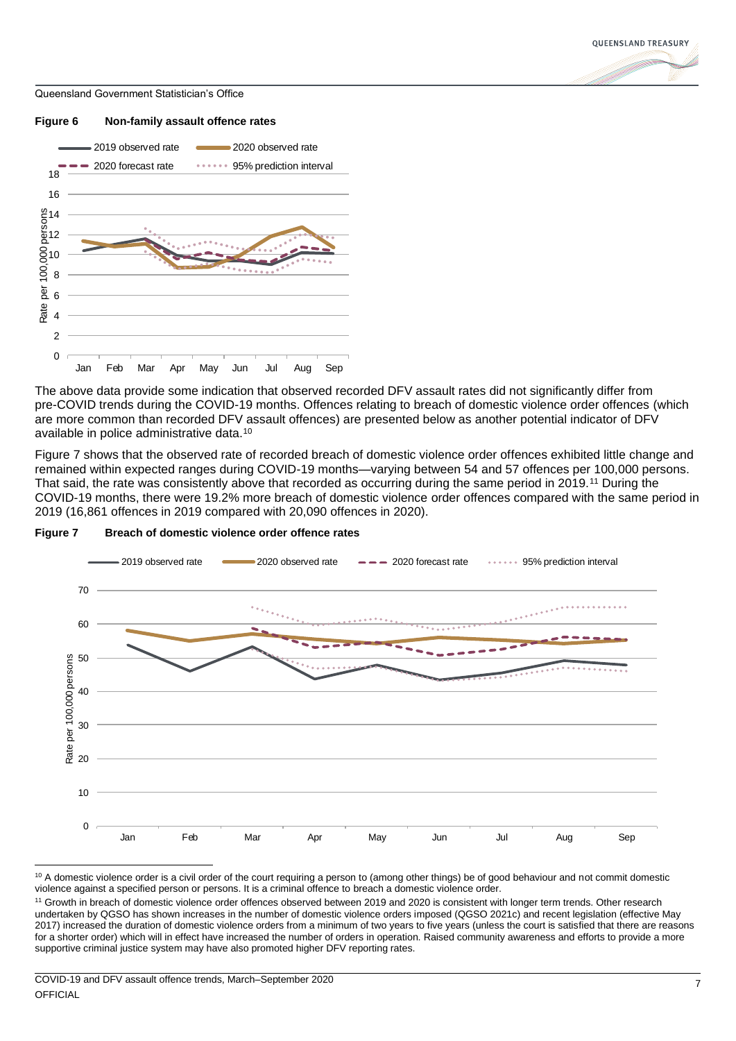**Figure 6 Non-family assault offence rates**

The above data provide some indication that observed recorded DFV assault rates did not significantly differ from pre-COVID trends during the COVID-19 months. Offences relating to breach of domestic violence order offences (which are more common than recorded DFV assault offences) are presented below as another potential indicator of DFV available in police administrative data.[10]

Figure 7 shows that the observed rate of recorded breach of domestic violence order offences exhibited little change and remained within expected ranges during COVID-19 months—varying between 54 and 57 offences per 100,000 persons. That said, the rate was consistently above that recorded as occurring during the same period in 2019.[11] During the COVID-19 months, there were 19.2% more breach of domestic violence order offences compared with the same period in 2019 (16,861 offences in 2019 compared with 20,090 offences in 2020).

**Figure 7 Breach of domestic violence order offence rates**

[10] A domestic violence order is a civil order of the court requiring a person to (among other things) be of good behaviour and not commit domestic violence against a specified person or persons. It is a criminal offence to breach a domestic violence order.

[11] Growth in breach of domestic violence order offences observed between 2019 and 2020 is consistent with longer term trends. Other research undertaken by QGSO has shown increases in the number of domestic violence orders imposed (QGSO 2021c) and recent legislation (effective May 2017) increased the duration of domestic violence orders from a minimum of two years to five years (unless the court is satisfied that there are reasons for a shorter order) which will in effect have increased the number of orders in operation. Raised community awareness and efforts to provide a more supportive criminal justice system may have also promoted higher DFV reporting rates.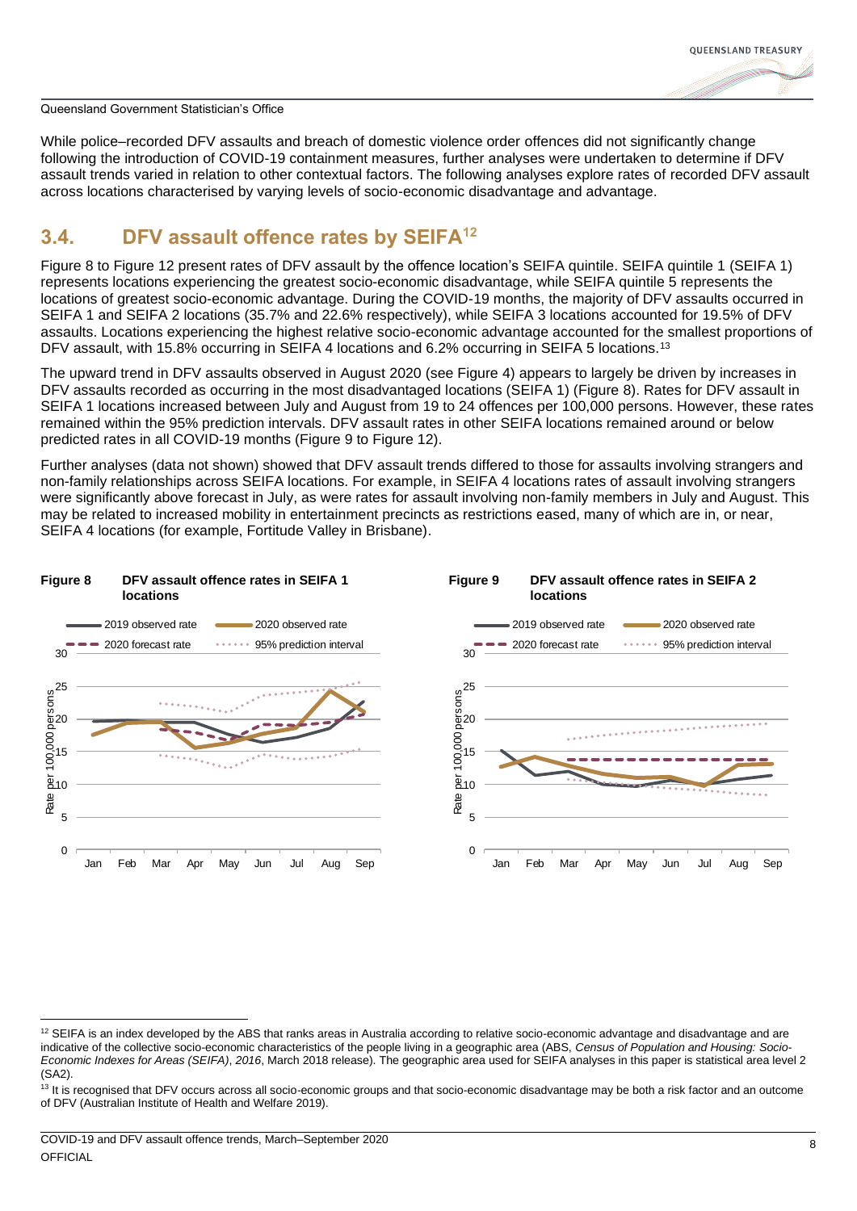While police–recorded DFV assaults and breach of domestic violence order offences did not significantly change following the introduction of COVID-19 containment measures, further analyses were undertaken to determine if DFV assault trends varied in relation to other contextual factors. The following analyses explore rates of recorded DFV assault across locations characterised by varying levels of socio-economic disadvantage and advantage.

## 3.4. DFV assault offence rates by SEIFA[12]

Figure 8 to Figure 12 present rates of DFV assault by the offence location's SEIFA quintile. SEIFA quintile 1 (SEIFA 1) represents locations experiencing the greatest socio-economic disadvantage, while SEIFA quintile 5 represents the locations of greatest socio-economic advantage. During the COVID-19 months, the majority of DFV assaults occurred in SEIFA 1 and SEIFA 2 locations (35.7% and 22.6% respectively), while SEIFA 3 locations accounted for 19.5% of DFV assaults. Locations experiencing the highest relative socio-economic advantage accounted for the smallest proportions of DFV assault, with 15.8% occurring in SEIFA 4 locations and 6.2% occurring in SEIFA 5 locations.[13]

The upward trend in DFV assaults observed in August 2020 (see Figure 4) appears to largely be driven by increases in DFV assaults recorded as occurring in the most disadvantaged locations (SEIFA 1) (Figure 8). Rates for DFV assault in SEIFA 1 locations increased between July and August from 19 to 24 offences per 100,000 persons. However, these rates remained within the 95% prediction intervals. DFV assault rates in other SEIFA locations remained around or below predicted rates in all COVID-19 months (Figure 9 to Figure 12).

Further analyses (data not shown) showed that DFV assault trends differed to those for assaults involving strangers and non-family relationships across SEIFA locations. For example, in SEIFA 4 locations rates of assault involving strangers were significantly above forecast in July, as were rates for assault involving non-family members in July and August. This may be related to increased mobility in entertainment precincts as restrictions eased, many of which are in, or near, SEIFA 4 locations (for example, Fortitude Valley in Brisbane).

**Figure 8** **DFV assault offence rates in SEIFA 1 locations**

**Figure 9** **DFV assault offence rates in SEIFA 2 locations**

---

[12] SEIFA is an index developed by the ABS that ranks areas in Australia according to relative socio-economic advantage and disadvantage and are indicative of the collective socio-economic characteristics of the people living in a geographic area (ABS, *Census of Population and Housing: Socio-Economic Indexes for Areas (SEIFA), 2016*, March 2018 release). The geographic area used for SEIFA analyses in this paper is statistical area level 2 (SA2).

[13] It is recognised that DFV occurs across all socio-economic groups and that socio-economic disadvantage may be both a risk factor and an outcome of DFV (Australian Institute of Health and Welfare 2019).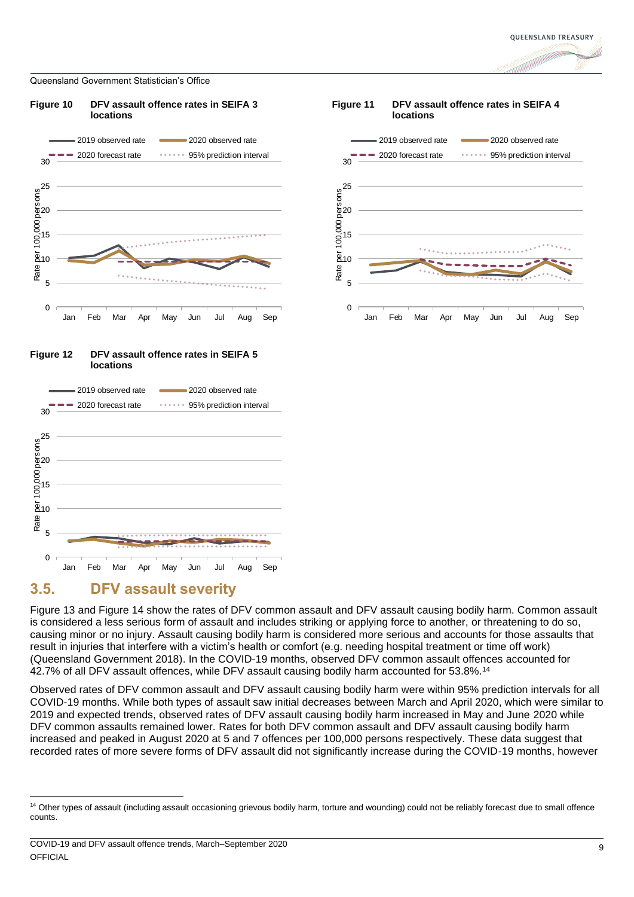**Figure 10** **DFV assault offence rates in SEIFA 3 locations**

**Figure 11** **DFV assault offence rates in SEIFA 4 locations**

**Figure 12** **DFV assault offence rates in SEIFA 5 locations**

## 3.5. DFV assault severity

Figure 13 and Figure 14 show the rates of DFV common assault and DFV assault causing bodily harm. Common assault is considered a less serious form of assault and includes striking or applying force to another, or threatening to do so, causing minor or no injury. Assault causing bodily harm is considered more serious and accounts for those assaults that result in injuries that interfere with a victim's health or comfort (e.g. needing hospital treatment or time off work) (Queensland Government 2018). In the COVID-19 months, observed DFV common assault offences accounted for 42.7% of all DFV assault offences, while DFV assault causing bodily harm accounted for 53.8%.[14]

Observed rates of DFV common assault and DFV assault causing bodily harm were within 95% prediction intervals for all COVID-19 months. While both types of assault saw initial decreases between March and April 2020, which were similar to 2019 and expected trends, observed rates of DFV assault causing bodily harm increased in May and June 2020 while DFV common assaults remained lower. Rates for both DFV common assault and DFV assault causing bodily harm increased and peaked in August 2020 at 5 and 7 offences per 100,000 persons respectively. These data suggest that recorded rates of more severe forms of DFV assault did not significantly increase during the COVID-19 months, however

[14] Other types of assault (including assault occasioning grievous bodily harm, torture and wounding) could not be reliably forecast due to small offence counts.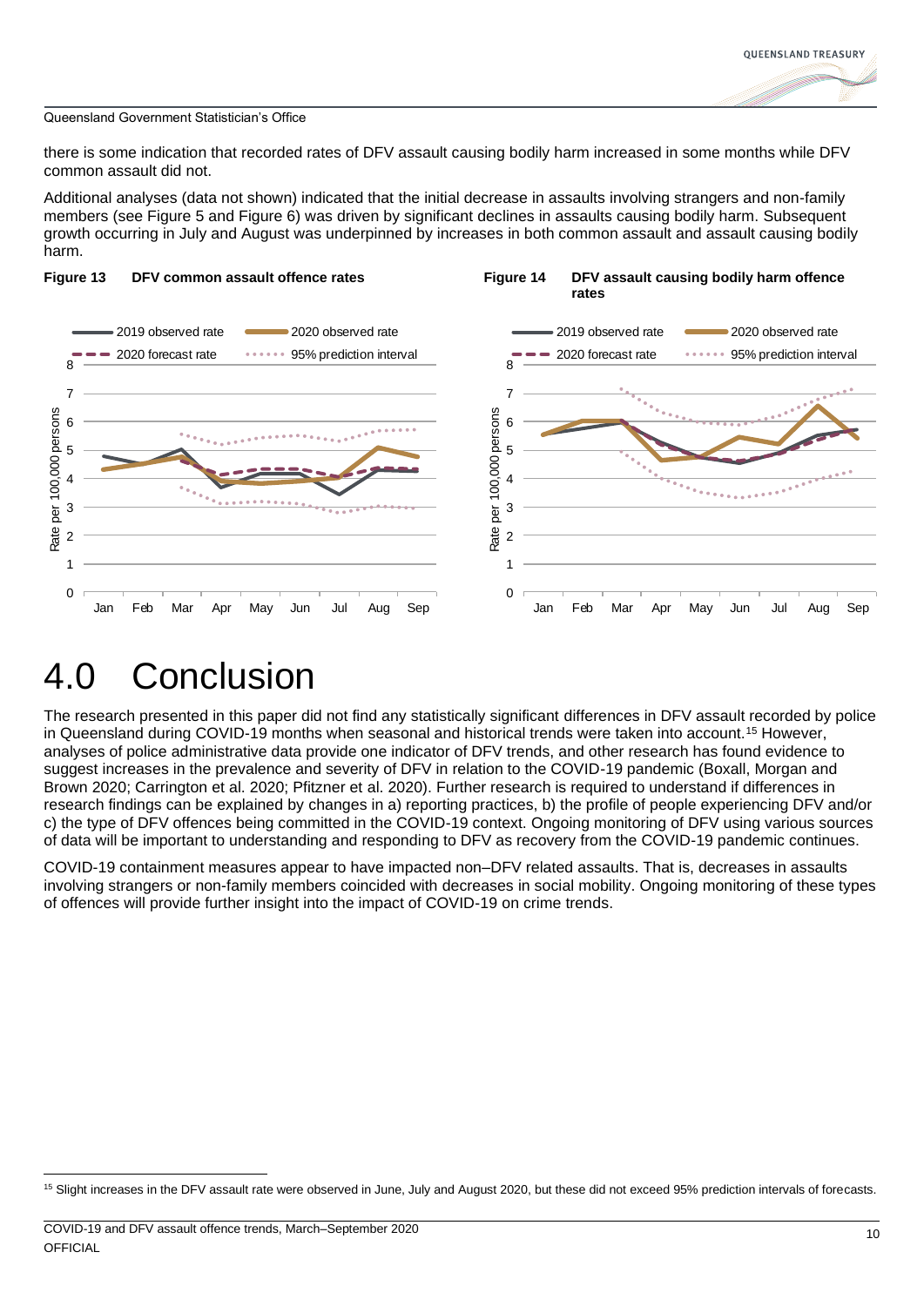there is some indication that recorded rates of DFV assault causing bodily harm increased in some months while DFV common assault did not.

Additional analyses (data not shown) indicated that the initial decrease in assaults involving strangers and non-family members (see Figure 5 and Figure 6) was driven by significant declines in assaults causing bodily harm. Subsequent growth occurring in July and August was underpinned by increases in both common assault and assault causing bodily harm.

**Figure 13 DFV common assault offence rates**

**Figure 14 DFV assault causing bodily harm offence rates**

# 4.0 Conclusion

The research presented in this paper did not find any statistically significant differences in DFV assault recorded by police in Queensland during COVID-19 months when seasonal and historical trends were taken into account.[15] However, analyses of police administrative data provide one indicator of DFV trends, and other research has found evidence to suggest increases in the prevalence and severity of DFV in relation to the COVID-19 pandemic (Boxall, Morgan and Brown 2020; Carrington et al. 2020; Pfitzner et al. 2020). Further research is required to understand if differences in research findings can be explained by changes in a) reporting practices, b) the profile of people experiencing DFV and/or c) the type of DFV offences being committed in the COVID-19 context. Ongoing monitoring of DFV using various sources of data will be important to understanding and responding to DFV as recovery from the COVID-19 pandemic continues.

COVID-19 containment measures appear to have impacted non–DFV related assaults. That is, decreases in assaults involving strangers or non-family members coincided with decreases in social mobility. Ongoing monitoring of these types of offences will provide further insight into the impact of COVID-19 on crime trends.

[15] Slight increases in the DFV assault rate were observed in June, July and August 2020, but these did not exceed 95% prediction intervals of forecasts.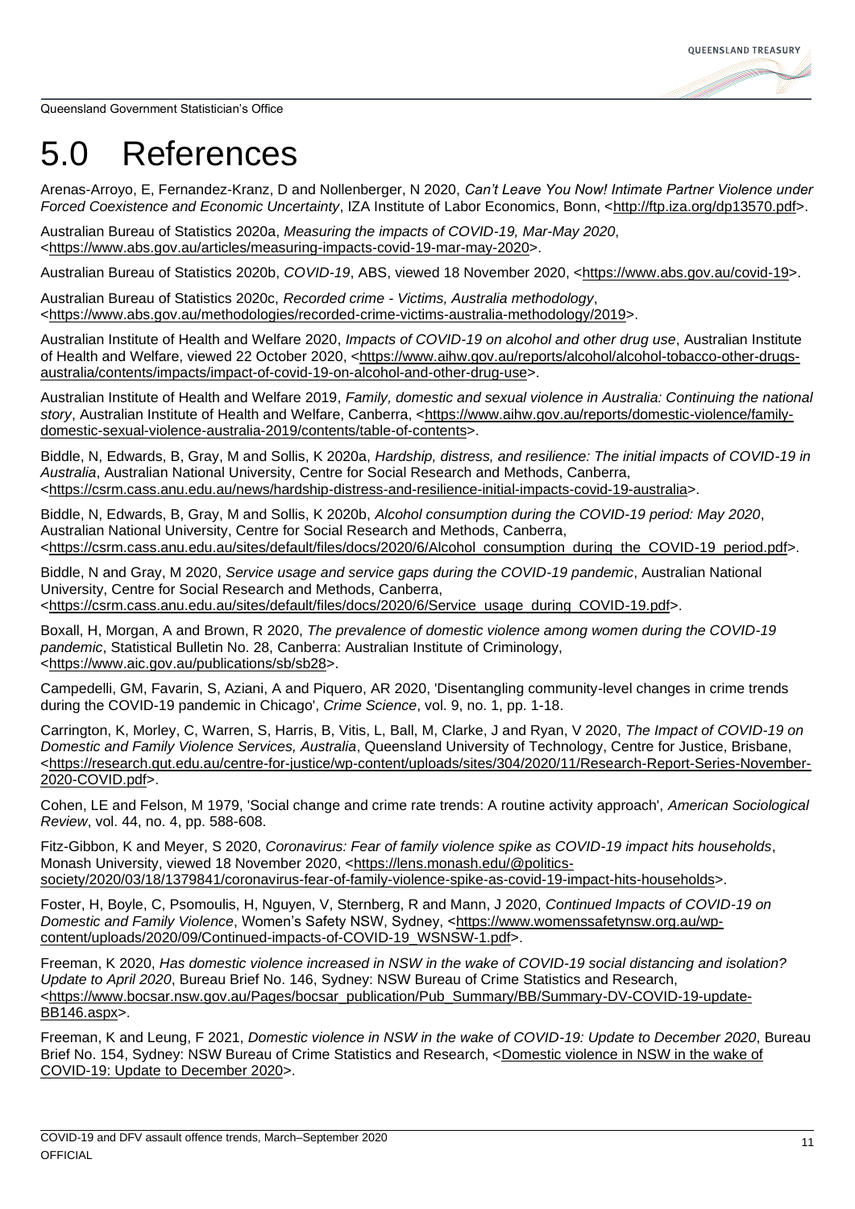# 5.0 References

Arenas-Arroyo, E, Fernandez-Kranz, D and Nollenberger, N 2020, *Can't Leave You Now! Intimate Partner Violence under Forced Coexistence and Economic Uncertainty*, IZA Institute of Labor Economics, Bonn, <http://ftp.iza.org/dp13570.pdf>.

Australian Bureau of Statistics 2020a, *Measuring the impacts of COVID-19, Mar-May 2020*, <https://www.abs.gov.au/articles/measuring-impacts-covid-19-mar-may-2020>.

Australian Bureau of Statistics 2020b, *COVID-19*, ABS, viewed 18 November 2020, <https://www.abs.gov.au/covid-19>.

Australian Bureau of Statistics 2020c, *Recorded crime - Victims, Australia methodology*, <https://www.abs.gov.au/methodologies/recorded-crime-victims-australia-methodology/2019>.

Australian Institute of Health and Welfare 2020, *Impacts of COVID-19 on alcohol and other drug use*, Australian Institute of Health and Welfare, viewed 22 October 2020, <https://www.aihw.gov.au/reports/alcohol/alcohol-tobacco-other-drugs-australia/contents/impacts/impact-of-covid-19-on-alcohol-and-other-drug-use>.

Australian Institute of Health and Welfare 2019, *Family, domestic and sexual violence in Australia: Continuing the national story*, Australian Institute of Health and Welfare, Canberra, <https://www.aihw.gov.au/reports/domestic-violence/family-domestic-sexual-violence-australia-2019/contents/table-of-contents>.

Biddle, N, Edwards, B, Gray, M and Sollis, K 2020a, *Hardship, distress, and resilience: The initial impacts of COVID-19 in Australia*, Australian National University, Centre for Social Research and Methods, Canberra, <https://csrm.cass.anu.edu.au/news/hardship-distress-and-resilience-initial-impacts-covid-19-australia>.

Biddle, N, Edwards, B, Gray, M and Sollis, K 2020b, *Alcohol consumption during the COVID-19 period: May 2020*, Australian National University, Centre for Social Research and Methods, Canberra, <https://csrm.cass.anu.edu.au/sites/default/files/docs/2020/6/Alcohol_consumption_during_the_COVID-19_period.pdf>.

Biddle, N and Gray, M 2020, *Service usage and service gaps during the COVID-19 pandemic*, Australian National University, Centre for Social Research and Methods, Canberra, <https://csrm.cass.anu.edu.au/sites/default/files/docs/2020/6/Service_usage_during_COVID-19.pdf>.

Boxall, H, Morgan, A and Brown, R 2020, *The prevalence of domestic violence among women during the COVID-19 pandemic*, Statistical Bulletin No. 28, Canberra: Australian Institute of Criminology, <https://www.aic.gov.au/publications/sb/sb28>.

Campedelli, GM, Favarin, S, Aziani, A and Piquero, AR 2020, 'Disentangling community-level changes in crime trends during the COVID-19 pandemic in Chicago', *Crime Science*, vol. 9, no. 1, pp. 1-18.

Carrington, K, Morley, C, Warren, S, Harris, B, Vitis, L, Ball, M, Clarke, J and Ryan, V 2020, *The Impact of COVID-19 on Domestic and Family Violence Services, Australia*, Queensland University of Technology, Centre for Justice, Brisbane, <https://research.qut.edu.au/centre-for-justice/wp-content/uploads/sites/304/2020/11/Research-Report-Series-November-2020-COVID.pdf>.

Cohen, LE and Felson, M 1979, 'Social change and crime rate trends: A routine activity approach', *American Sociological Review*, vol. 44, no. 4, pp. 588-608.

Fitz-Gibbon, K and Meyer, S 2020, *Coronavirus: Fear of family violence spike as COVID-19 impact hits households*, Monash University, viewed 18 November 2020, <https://lens.monash.edu/@politics-society/2020/03/18/1379841/coronavirus-fear-of-family-violence-spike-as-covid-19-impact-hits-households>.

Foster, H, Boyle, C, Psomoulis, H, Nguyen, V, Sternberg, R and Mann, J 2020, *Continued Impacts of COVID-19 on Domestic and Family Violence*, Women's Safety NSW, Sydney, <https://www.womenssafetynsw.org.au/wp-content/uploads/2020/09/Continued-impacts-of-COVID-19_WSNSW-1.pdf>.

Freeman, K 2020, *Has domestic violence increased in NSW in the wake of COVID-19 social distancing and isolation? Update to April 2020*, Bureau Brief No. 146, Sydney: NSW Bureau of Crime Statistics and Research, <https://www.bocsar.nsw.gov.au/Pages/bocsar_publication/Pub_Summary/BB/Summary-DV-COVID-19-update-BB146.aspx>.

Freeman, K and Leung, F 2021, *Domestic violence in NSW in the wake of COVID-19: Update to December 2020*, Bureau Brief No. 154, Sydney: NSW Bureau of Crime Statistics and Research, <Domestic violence in NSW in the wake of COVID-19: Update to December 2020>.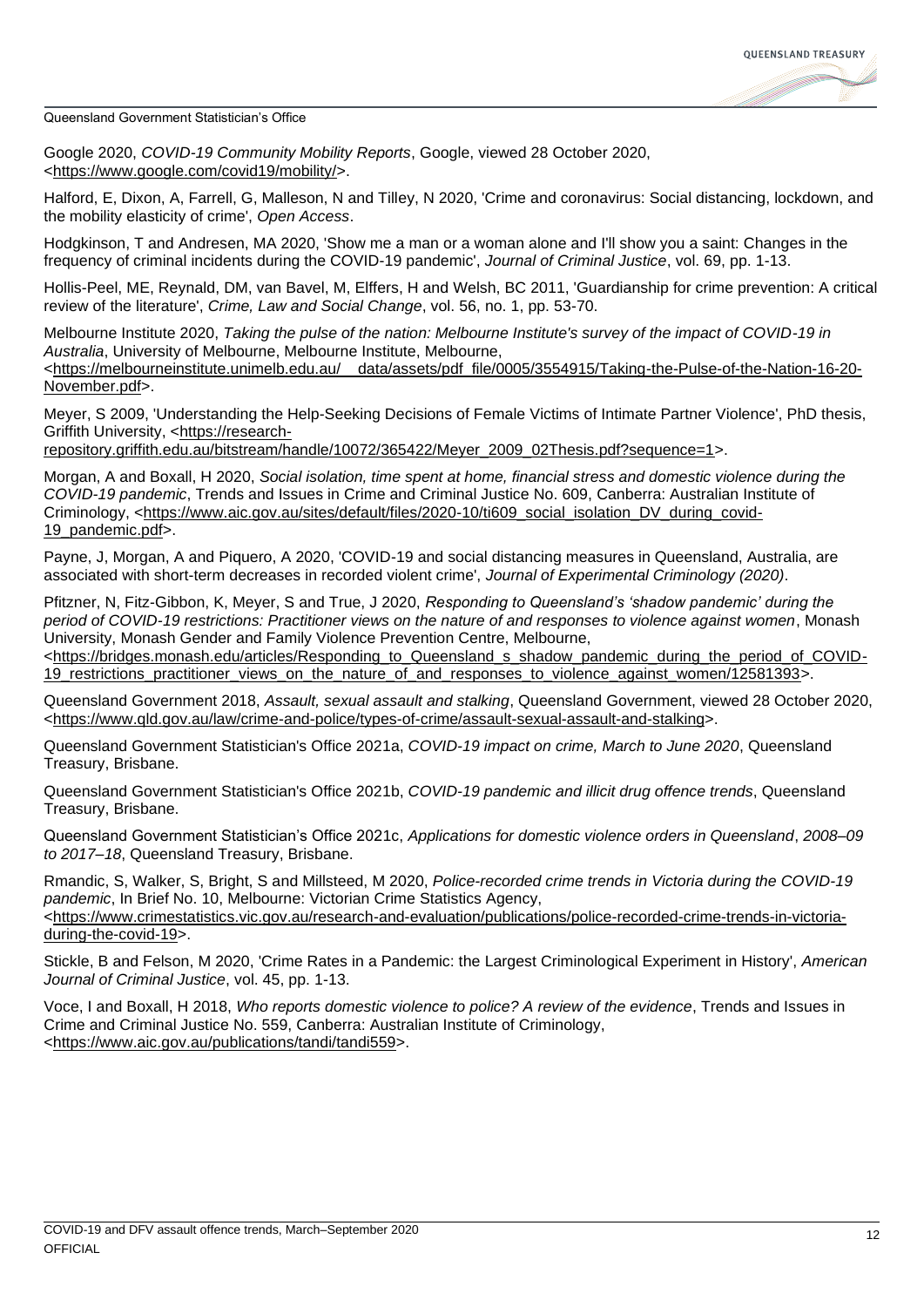Google 2020, *COVID-19 Community Mobility Reports*, Google, viewed 28 October 2020, <https://www.google.com/covid19/mobility/>.

Halford, E, Dixon, A, Farrell, G, Malleson, N and Tilley, N 2020, 'Crime and coronavirus: Social distancing, lockdown, and the mobility elasticity of crime', *Open Access*.

Hodgkinson, T and Andresen, MA 2020, 'Show me a man or a woman alone and I'll show you a saint: Changes in the frequency of criminal incidents during the COVID-19 pandemic', *Journal of Criminal Justice*, vol. 69, pp. 1-13.

Hollis-Peel, ME, Reynald, DM, van Bavel, M, Elffers, H and Welsh, BC 2011, 'Guardianship for crime prevention: A critical review of the literature', *Crime, Law and Social Change*, vol. 56, no. 1, pp. 53-70.

Melbourne Institute 2020, *Taking the pulse of the nation: Melbourne Institute's survey of the impact of COVID-19 in Australia*, University of Melbourne, Melbourne Institute, Melbourne, <https://melbourneinstitute.unimelb.edu.au/__data/assets/pdf_file/0005/3554915/Taking-the-Pulse-of-the-Nation-16-20-November.pdf>.

Meyer, S 2009, 'Understanding the Help-Seeking Decisions of Female Victims of Intimate Partner Violence', PhD thesis, Griffith University, <https://research-repository.griffith.edu.au/bitstream/handle/10072/365422/Meyer_2009_02Thesis.pdf?sequence=1>.

Morgan, A and Boxall, H 2020, *Social isolation, time spent at home, financial stress and domestic violence during the COVID-19 pandemic*, Trends and Issues in Crime and Criminal Justice No. 609, Canberra: Australian Institute of Criminology, <https://www.aic.gov.au/sites/default/files/2020-10/ti609_social_isolation_DV_during_covid-19_pandemic.pdf>.

Payne, J, Morgan, A and Piquero, A 2020, 'COVID-19 and social distancing measures in Queensland, Australia, are associated with short-term decreases in recorded violent crime', *Journal of Experimental Criminology (2020)*.

Pfitzner, N, Fitz-Gibbon, K, Meyer, S and True, J 2020, *Responding to Queensland's 'shadow pandemic' during the period of COVID-19 restrictions: Practitioner views on the nature of and responses to violence against women*, Monash University, Monash Gender and Family Violence Prevention Centre, Melbourne, <https://bridges.monash.edu/articles/Responding_to_Queensland_s_shadow_pandemic_during_the_period_of_COVID-19_restrictions_practitioner_views_on_the_nature_of_and_responses_to_violence_against_women/12581393>.

Queensland Government 2018, *Assault, sexual assault and stalking*, Queensland Government, viewed 28 October 2020, <https://www.qld.gov.au/law/crime-and-police/types-of-crime/assault-sexual-assault-and-stalking>.

Queensland Government Statistician's Office 2021a, *COVID-19 impact on crime, March to June 2020*, Queensland Treasury, Brisbane.

Queensland Government Statistician's Office 2021b, *COVID-19 pandemic and illicit drug offence trends*, Queensland Treasury, Brisbane.

Queensland Government Statistician's Office 2021c, *Applications for domestic violence orders in Queensland*, *2008–09 to 2017–18*, Queensland Treasury, Brisbane.

Rmandic, S, Walker, S, Bright, S and Millsteed, M 2020, *Police-recorded crime trends in Victoria during the COVID-19 pandemic*, In Brief No. 10, Melbourne: Victorian Crime Statistics Agency, <https://www.crimestatistics.vic.gov.au/research-and-evaluation/publications/police-recorded-crime-trends-in-victoria-during-the-covid-19>.

Stickle, B and Felson, M 2020, 'Crime Rates in a Pandemic: the Largest Criminological Experiment in History', *American Journal of Criminal Justice*, vol. 45, pp. 1-13.

Voce, I and Boxall, H 2018, *Who reports domestic violence to police? A review of the evidence*, Trends and Issues in Crime and Criminal Justice No. 559, Canberra: Australian Institute of Criminology, <https://www.aic.gov.au/publications/tandi/tandi559>.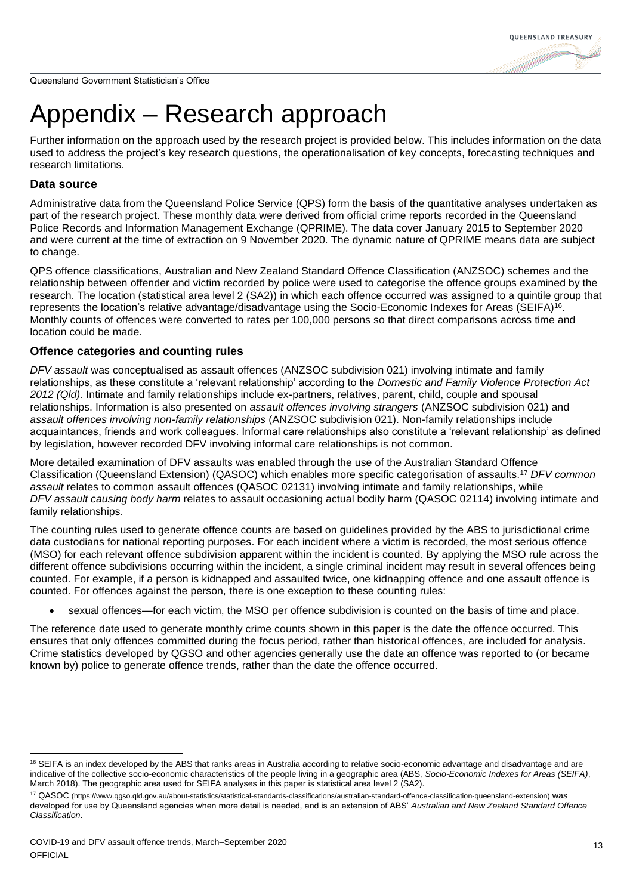# Appendix – Research approach

Further information on the approach used by the research project is provided below. This includes information on the data used to address the project's key research questions, the operationalisation of key concepts, forecasting techniques and research limitations.

## Data source

Administrative data from the Queensland Police Service (QPS) form the basis of the quantitative analyses undertaken as part of the research project. These monthly data were derived from official crime reports recorded in the Queensland Police Records and Information Management Exchange (QPRIME). The data cover January 2015 to September 2020 and were current at the time of extraction on 9 November 2020. The dynamic nature of QPRIME means data are subject to change.

QPS offence classifications, Australian and New Zealand Standard Offence Classification (ANZSOC) schemes and the relationship between offender and victim recorded by police were used to categorise the offence groups examined by the research. The location (statistical area level 2 (SA2)) in which each offence occurred was assigned to a quintile group that represents the location's relative advantage/disadvantage using the Socio-Economic Indexes for Areas (SEIFA)[16]. Monthly counts of offences were converted to rates per 100,000 persons so that direct comparisons across time and location could be made.

## Offence categories and counting rules

*DFV assault* was conceptualised as assault offences (ANZSOC subdivision 021) involving intimate and family relationships, as these constitute a 'relevant relationship' according to the *Domestic and Family Violence Protection Act 2012 (Qld)*. Intimate and family relationships include ex-partners, relatives, parent, child, couple and spousal relationships. Information is also presented on *assault offences involving strangers* (ANZSOC subdivision 021) and *assault offences involving non-family relationships* (ANZSOC subdivision 021). Non-family relationships include acquaintances, friends and work colleagues. Informal care relationships also constitute a 'relevant relationship' as defined by legislation, however recorded DFV involving informal care relationships is not common.

More detailed examination of DFV assaults was enabled through the use of the Australian Standard Offence Classification (Queensland Extension) (QASOC) which enables more specific categorisation of assaults.[17] *DFV common assault* relates to common assault offences (QASOC 02131) involving intimate and family relationships, while *DFV assault causing body harm* relates to assault occasioning actual bodily harm (QASOC 02114) involving intimate and family relationships.

The counting rules used to generate offence counts are based on guidelines provided by the ABS to jurisdictional crime data custodians for national reporting purposes. For each incident where a victim is recorded, the most serious offence (MSO) for each relevant offence subdivision apparent within the incident is counted. By applying the MSO rule across the different offence subdivisions occurring within the incident, a single criminal incident may result in several offences being counted. For example, if a person is kidnapped and assaulted twice, one kidnapping offence and one assault offence is counted. For offences against the person, there is one exception to these counting rules:

- sexual offences—for each victim, the MSO per offence subdivision is counted on the basis of time and place.

The reference date used to generate monthly crime counts shown in this paper is the date the offence occurred. This ensures that only offences committed during the focus period, rather than historical offences, are included for analysis. Crime statistics developed by QGSO and other agencies generally use the date an offence was reported to (or became known by) police to generate offence trends, rather than the date the offence occurred.

---

[16] SEIFA is an index developed by the ABS that ranks areas in Australia according to relative socio-economic advantage and disadvantage and are indicative of the collective socio-economic characteristics of the people living in a geographic area (ABS, *Socio-Economic Indexes for Areas (SEIFA)*, March 2018). The geographic area used for SEIFA analyses in this paper is statistical area level 2 (SA2).

[17] QASOC (https://www.qgso.qld.gov.au/about-statistics/statistical-standards-classifications/australian-standard-offence-classification-queensland-extension) was developed for use by Queensland agencies when more detail is needed, and is an extension of ABS' *Australian and New Zealand Standard Offence Classification*.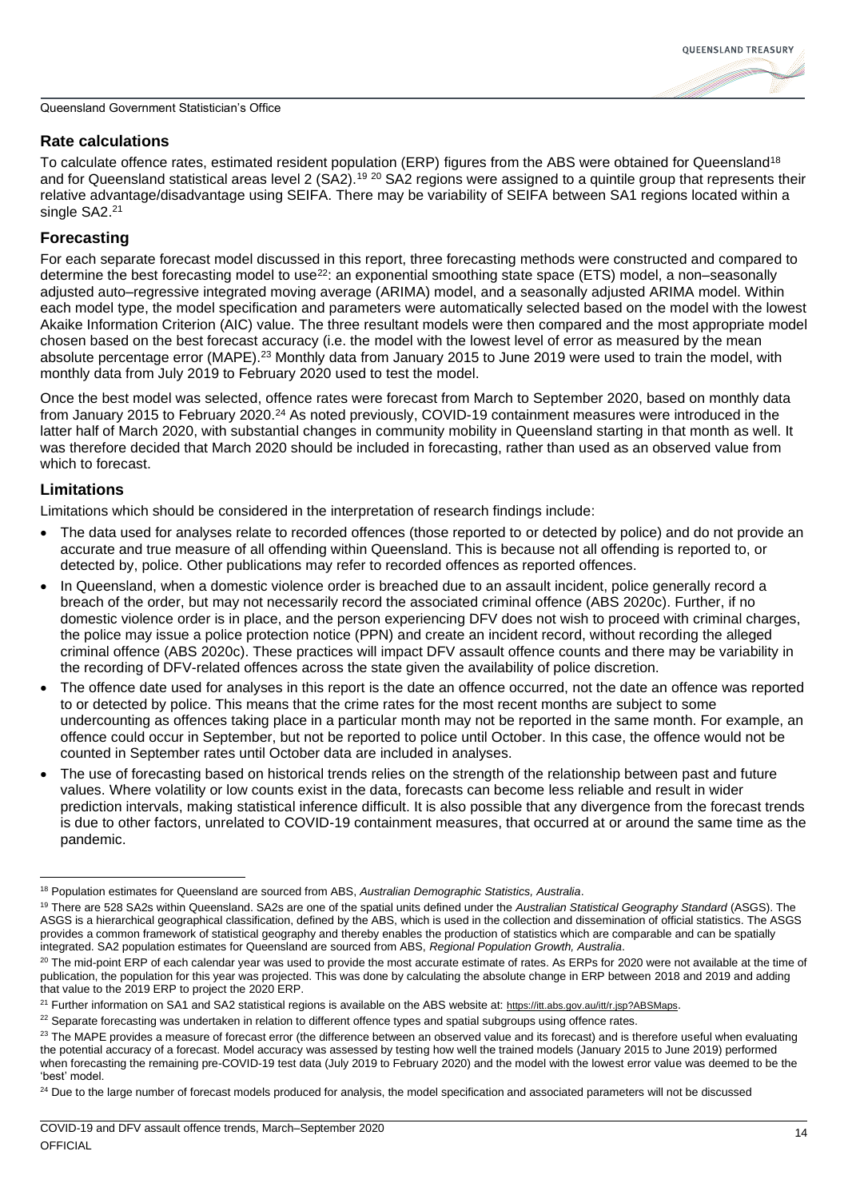## Rate calculations

To calculate offence rates, estimated resident population (ERP) figures from the ABS were obtained for Queensland[18] and for Queensland statistical areas level 2 (SA2).[19] [20] SA2 regions were assigned to a quintile group that represents their relative advantage/disadvantage using SEIFA. There may be variability of SEIFA between SA1 regions located within a single SA2.[21]

## Forecasting

For each separate forecast model discussed in this report, three forecasting methods were constructed and compared to determine the best forecasting model to use[22]: an exponential smoothing state space (ETS) model, a non–seasonally adjusted auto–regressive integrated moving average (ARIMA) model, and a seasonally adjusted ARIMA model. Within each model type, the model specification and parameters were automatically selected based on the model with the lowest Akaike Information Criterion (AIC) value. The three resultant models were then compared and the most appropriate model chosen based on the best forecast accuracy (i.e. the model with the lowest level of error as measured by the mean absolute percentage error (MAPE).[23] Monthly data from January 2015 to June 2019 were used to train the model, with monthly data from July 2019 to February 2020 used to test the model.

Once the best model was selected, offence rates were forecast from March to September 2020, based on monthly data from January 2015 to February 2020.[24] As noted previously, COVID-19 containment measures were introduced in the latter half of March 2020, with substantial changes in community mobility in Queensland starting in that month as well. It was therefore decided that March 2020 should be included in forecasting, rather than used as an observed value from which to forecast.

## Limitations

Limitations which should be considered in the interpretation of research findings include:

- The data used for analyses relate to recorded offences (those reported to or detected by police) and do not provide an accurate and true measure of all offending within Queensland. This is because not all offending is reported to, or detected by, police. Other publications may refer to recorded offences as reported offences.
- In Queensland, when a domestic violence order is breached due to an assault incident, police generally record a breach of the order, but may not necessarily record the associated criminal offence (ABS 2020c). Further, if no domestic violence order is in place, and the person experiencing DFV does not wish to proceed with criminal charges, the police may issue a police protection notice (PPN) and create an incident record, without recording the alleged criminal offence (ABS 2020c). These practices will impact DFV assault offence counts and there may be variability in the recording of DFV-related offences across the state given the availability of police discretion.
- The offence date used for analyses in this report is the date an offence occurred, not the date an offence was reported to or detected by police. This means that the crime rates for the most recent months are subject to some undercounting as offences taking place in a particular month may not be reported in the same month. For example, an offence could occur in September, but not be reported to police until October. In this case, the offence would not be counted in September rates until October data are included in analyses.
- The use of forecasting based on historical trends relies on the strength of the relationship between past and future values. Where volatility or low counts exist in the data, forecasts can become less reliable and result in wider prediction intervals, making statistical inference difficult. It is also possible that any divergence from the forecast trends is due to other factors, unrelated to COVID-19 containment measures, that occurred at or around the same time as the pandemic.

---

[18] Population estimates for Queensland are sourced from ABS, *Australian Demographic Statistics, Australia*.

[19] There are 528 SA2s within Queensland. SA2s are one of the spatial units defined under the *Australian Statistical Geography Standard* (ASGS). The ASGS is a hierarchical geographical classification, defined by the ABS, which is used in the collection and dissemination of official statistics. The ASGS provides a common framework of statistical geography and thereby enables the production of statistics which are comparable and can be spatially integrated. SA2 population estimates for Queensland are sourced from ABS, *Regional Population Growth, Australia*.

[20] The mid-point ERP of each calendar year was used to provide the most accurate estimate of rates. As ERPs for 2020 were not available at the time of publication, the population for this year was projected. This was done by calculating the absolute change in ERP between 2018 and 2019 and adding that value to the 2019 ERP to project the 2020 ERP.

[21] Further information on SA1 and SA2 statistical regions is available on the ABS website at: https://itt.abs.gov.au/itt/r.jsp?ABSMaps.

[22] Separate forecasting was undertaken in relation to different offence types and spatial subgroups using offence rates.

[23] The MAPE provides a measure of forecast error (the difference between an observed value and its forecast) and is therefore useful when evaluating the potential accuracy of a forecast. Model accuracy was assessed by testing how well the trained models (January 2015 to June 2019) performed when forecasting the remaining pre-COVID-19 test data (July 2019 to February 2020) and the model with the lowest error value was deemed to be the 'best' model.

[24] Due to the large number of forecast models produced for analysis, the model specification and associated parameters will not be discussed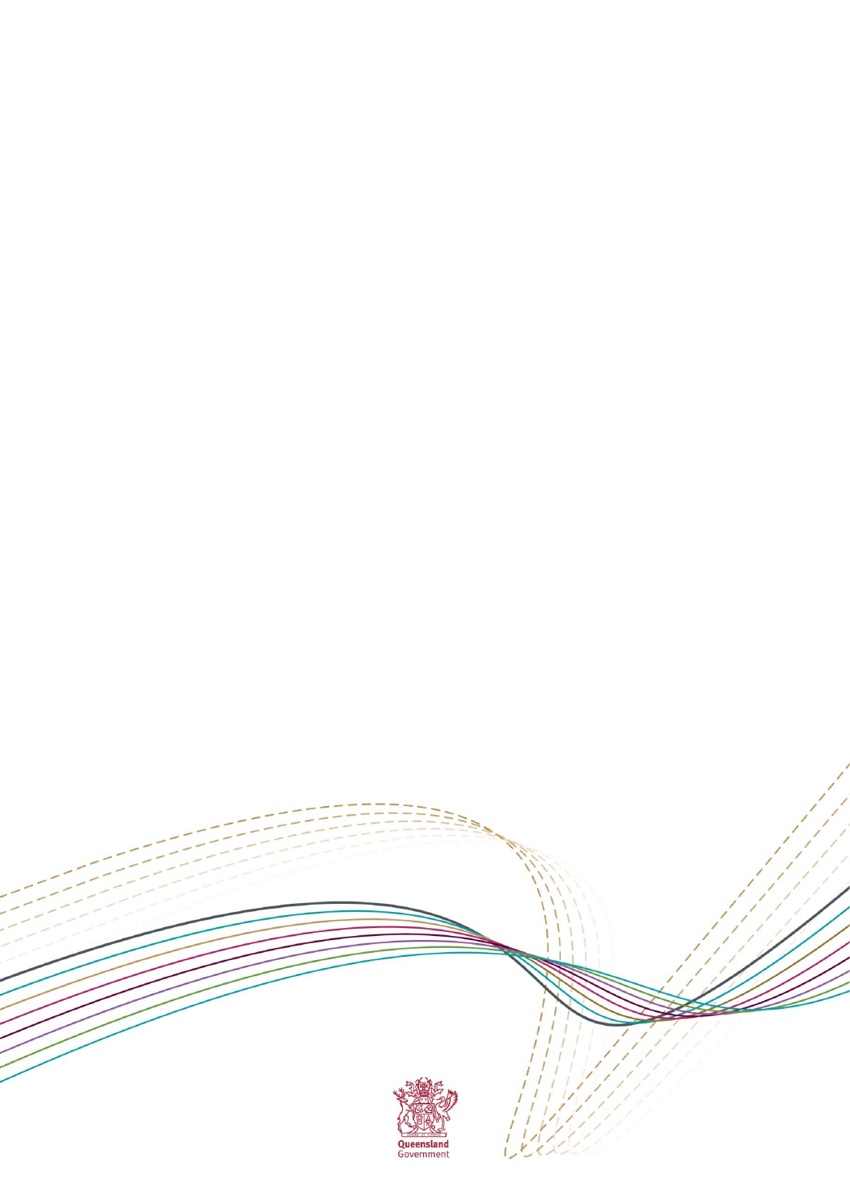Queensland Government